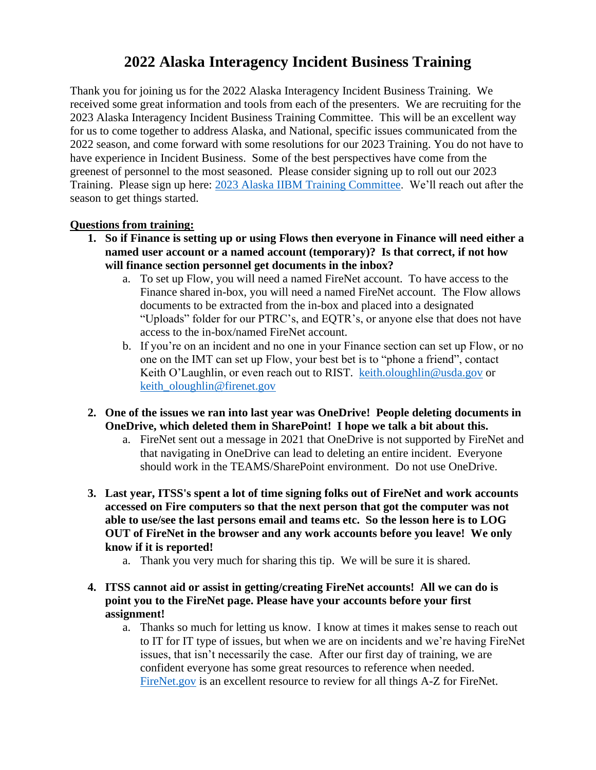# 2022 Alaska Interagency Incident Business Training

Thank you for joining us for the 2022 Alaska Interagency Incident Business Training. We received some great information and tools from each of the presenters. We are recruiting for the 2023 Alaska Interagency Incident Business Training Committee. This will be an excellent way for us to come together to address Alaska, and National, specific issues communicated from the 2022 season, and come forward with some resolutions for our 2023 Training. You do not have to have experience in Incident Business. Some of the best perspectives have come from the greenest of personnel to the most seasoned. Please consider signing up to roll out our 2023 Training. Please sign up here: [2023 Alaska IIBM Training Committee](). We'll reach out after the season to get things started.

**Questions from training:**

1. **So if Finance is setting up or using Flows then everyone in Finance will need either a named user account or a named account (temporary)? Is that correct, if not how will finance section personnel get documents in the inbox?**
   a. To set up Flow, you will need a named FireNet account. To have access to the Finance shared in-box, you will need a named FireNet account. The Flow allows documents to be extracted from the in-box and placed into a designated "Uploads" folder for our PTRC's, and EQTR's, or anyone else that does not have access to the in-box/named FireNet account.
   b. If you're on an incident and no one in your Finance section can set up Flow, or no one on the IMT can set up Flow, your best bet is to "phone a friend", contact Keith O'Laughlin, or even reach out to RIST. keith.oloughlin@usda.gov or keith_oloughlin@firenet.gov

2. **One of the issues we ran into last year was OneDrive! People deleting documents in OneDrive, which deleted them in SharePoint! I hope we talk a bit about this.**
   a. FireNet sent out a message in 2021 that OneDrive is not supported by FireNet and that navigating in OneDrive can lead to deleting an entire incident. Everyone should work in the TEAMS/SharePoint environment. Do not use OneDrive.

3. **Last year, ITSS's spent a lot of time signing folks out of FireNet and work accounts accessed on Fire computers so that the next person that got the computer was not able to use/see the last persons email and teams etc. So the lesson here is to LOG OUT of FireNet in the browser and any work accounts before you leave! We only know if it is reported!**
   a. Thank you very much for sharing this tip. We will be sure it is shared.

4. **ITSS cannot aid or assist in getting/creating FireNet accounts! All we can do is point you to the FireNet page. Please have your accounts before your first assignment!**
   a. Thanks so much for letting us know. I know at times it makes sense to reach out to IT for IT type of issues, but when we are on incidents and we're having FireNet issues, that isn't necessarily the case. After our first day of training, we are confident everyone has some great resources to reference when needed. [FireNet.gov]() is an excellent resource to review for all things A-Z for FireNet.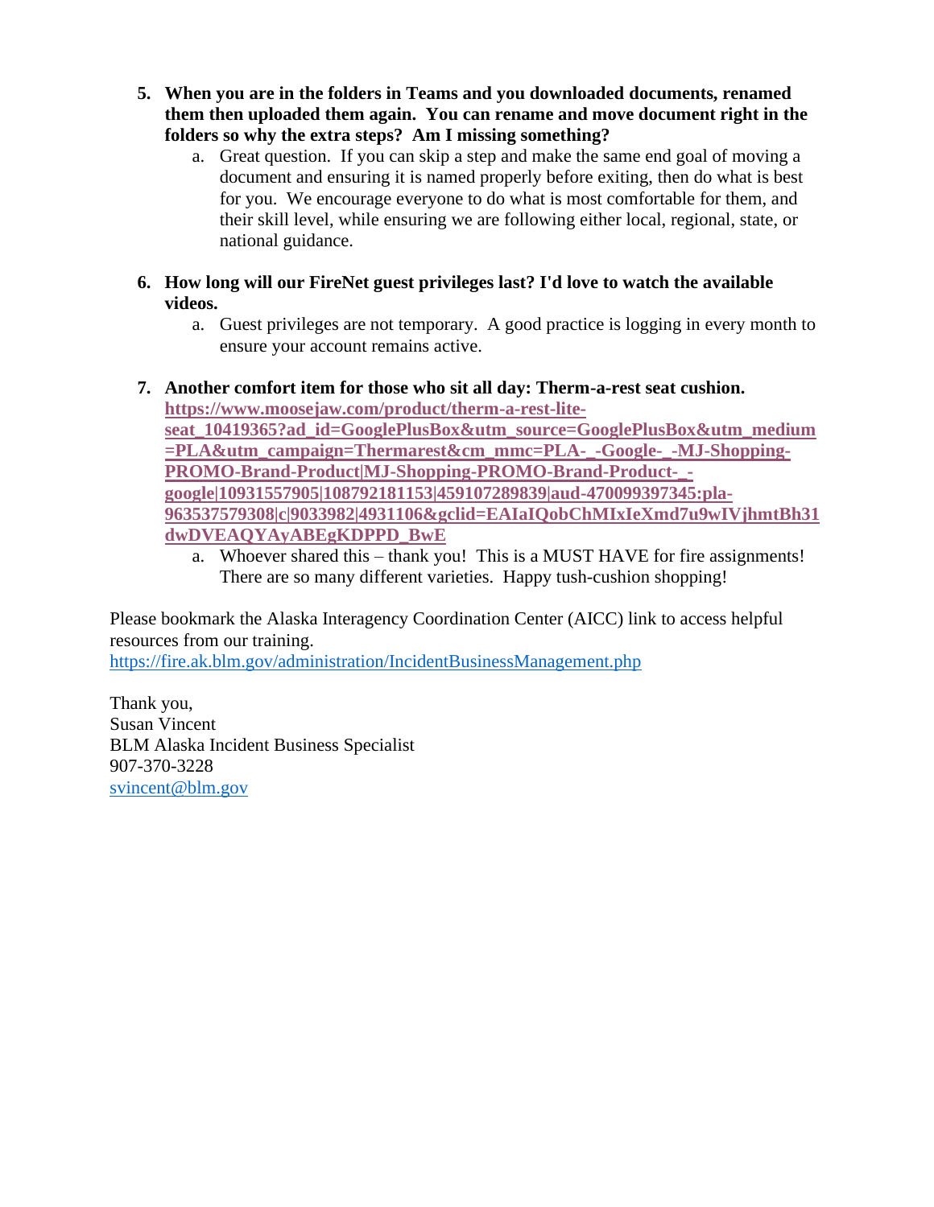5. **When you are in the folders in Teams and you downloaded documents, renamed them then uploaded them again. You can rename and move document right in the folders so why the extra steps? Am I missing something?**
    a. Great question. If you can skip a step and make the same end goal of moving a document and ensuring it is named properly before exiting, then do what is best for you. We encourage everyone to do what is most comfortable for them, and their skill level, while ensuring we are following either local, regional, state, or national guidance.

6. **How long will our FireNet guest privileges last? I'd love to watch the available videos.**
    a. Guest privileges are not temporary. A good practice is logging in every month to ensure your account remains active.

7. **Another comfort item for those who sit all day: Therm-a-rest seat cushion.** **https://www.moosejaw.com/product/therm-a-rest-lite-seat_10419365?ad_id=GooglePlusBox&utm_source=GooglePlusBox&utm_medium=PLA&utm_campaign=Thermarest&cm_mmc=PLA-_-Google-_-MJ-Shopping-PROMO-Brand-Product|MJ-Shopping-PROMO-Brand-Product-_-google|10931557905|108792181153|459107289839|aud-470099397345:pla-963537579308|c|9033982|4931106&gclid=EAIaIQobChMIxIeXmd7u9wIVjhmtBh31dwDVEAQYAyABEgKDPPD_BwE**
    a. Whoever shared this – thank you! This is a MUST HAVE for fire assignments! There are so many different varieties. Happy tush-cushion shopping!

Please bookmark the Alaska Interagency Coordination Center (AICC) link to access helpful resources from our training.
https://fire.ak.blm.gov/administration/IncidentBusinessManagement.php

Thank you,
Susan Vincent
BLM Alaska Incident Business Specialist
907-370-3228
svincent@blm.gov